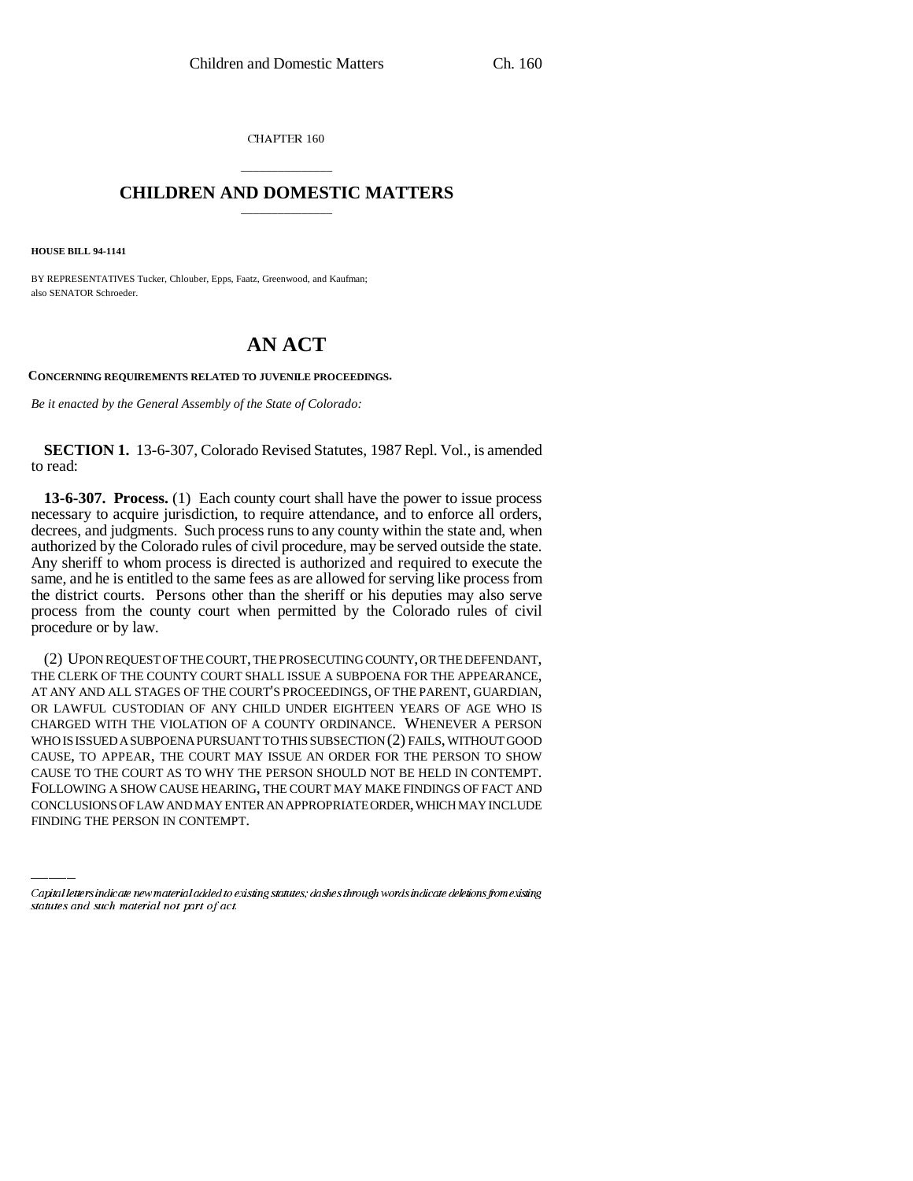CHAPTER 160

## CHILDREN AND DOMESTIC MATTERS

**HOUSE BILL 94-1141**

BY REPRESENTATIVES Tucker, Chlouber, Epps, Faatz, Greenwood, and Kaufman;
also SENATOR Schroeder.

# AN ACT

**CONCERNING REQUIREMENTS RELATED TO JUVENILE PROCEEDINGS.**

*Be it enacted by the General Assembly of the State of Colorado:*

**SECTION 1.** 13-6-307, Colorado Revised Statutes, 1987 Repl. Vol., is amended to read:

**13-6-307. Process.** (1) Each county court shall have the power to issue process necessary to acquire jurisdiction, to require attendance, and to enforce all orders, decrees, and judgments. Such process runs to any county within the state and, when authorized by the Colorado rules of civil procedure, may be served outside the state. Any sheriff to whom process is directed is authorized and required to execute the same, and he is entitled to the same fees as are allowed for serving like process from the district courts. Persons other than the sheriff or his deputies may also serve process from the county court when permitted by the Colorado rules of civil procedure or by law.

(2) UPON REQUEST OF THE COURT, THE PROSECUTING COUNTY, OR THE DEFENDANT, THE CLERK OF THE COUNTY COURT SHALL ISSUE A SUBPOENA FOR THE APPEARANCE, AT ANY AND ALL STAGES OF THE COURT'S PROCEEDINGS, OF THE PARENT, GUARDIAN, OR LAWFUL CUSTODIAN OF ANY CHILD UNDER EIGHTEEN YEARS OF AGE WHO IS CHARGED WITH THE VIOLATION OF A COUNTY ORDINANCE. WHENEVER A PERSON WHO IS ISSUED A SUBPOENA PURSUANT TO THIS SUBSECTION (2) FAILS, WITHOUT GOOD CAUSE, TO APPEAR, THE COURT MAY ISSUE AN ORDER FOR THE PERSON TO SHOW CAUSE TO THE COURT AS TO WHY THE PERSON SHOULD NOT BE HELD IN CONTEMPT. FOLLOWING A SHOW CAUSE HEARING, THE COURT MAY MAKE FINDINGS OF FACT AND CONCLUSIONS OF LAW AND MAY ENTER AN APPROPRIATE ORDER, WHICH MAY INCLUDE FINDING THE PERSON IN CONTEMPT.

*Capital letters indicate new material added to existing statutes; dashes through words indicate deletions from existing statutes and such material not part of act.*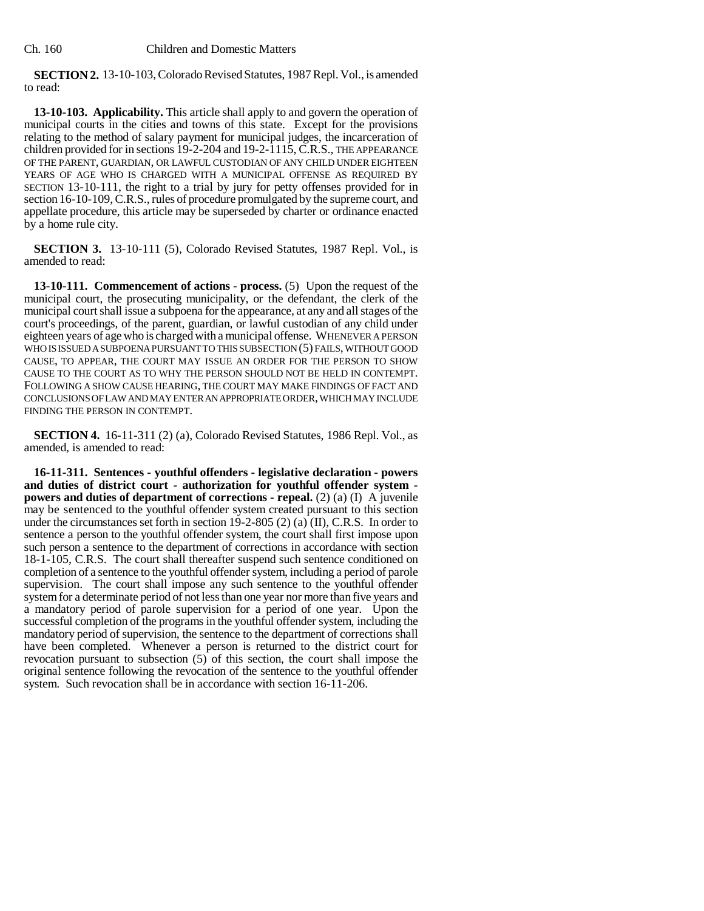**SECTION 2.** 13-10-103, Colorado Revised Statutes, 1987 Repl. Vol., is amended to read:

**13-10-103. Applicability.** This article shall apply to and govern the operation of municipal courts in the cities and towns of this state. Except for the provisions relating to the method of salary payment for municipal judges, the incarceration of children provided for in sections 19-2-204 and 19-2-1115, C.R.S., THE APPEARANCE OF THE PARENT, GUARDIAN, OR LAWFUL CUSTODIAN OF ANY CHILD UNDER EIGHTEEN YEARS OF AGE WHO IS CHARGED WITH A MUNICIPAL OFFENSE AS REQUIRED BY SECTION 13-10-111, the right to a trial by jury for petty offenses provided for in section 16-10-109, C.R.S., rules of procedure promulgated by the supreme court, and appellate procedure, this article may be superseded by charter or ordinance enacted by a home rule city.

**SECTION 3.** 13-10-111 (5), Colorado Revised Statutes, 1987 Repl. Vol., is amended to read:

**13-10-111. Commencement of actions - process.** (5) Upon the request of the municipal court, the prosecuting municipality, or the defendant, the clerk of the municipal court shall issue a subpoena for the appearance, at any and all stages of the court's proceedings, of the parent, guardian, or lawful custodian of any child under eighteen years of age who is charged with a municipal offense. WHENEVER A PERSON WHO IS ISSUED A SUBPOENA PURSUANT TO THIS SUBSECTION (5) FAILS, WITHOUT GOOD CAUSE, TO APPEAR, THE COURT MAY ISSUE AN ORDER FOR THE PERSON TO SHOW CAUSE TO THE COURT AS TO WHY THE PERSON SHOULD NOT BE HELD IN CONTEMPT. FOLLOWING A SHOW CAUSE HEARING, THE COURT MAY MAKE FINDINGS OF FACT AND CONCLUSIONS OF LAW AND MAY ENTER AN APPROPRIATE ORDER, WHICH MAY INCLUDE FINDING THE PERSON IN CONTEMPT.

**SECTION 4.** 16-11-311 (2) (a), Colorado Revised Statutes, 1986 Repl. Vol., as amended, is amended to read:

**16-11-311. Sentences - youthful offenders - legislative declaration - powers and duties of district court - authorization for youthful offender system - powers and duties of department of corrections - repeal.** (2) (a) (I) A juvenile may be sentenced to the youthful offender system created pursuant to this section under the circumstances set forth in section 19-2-805 (2) (a) (II), C.R.S. In order to sentence a person to the youthful offender system, the court shall first impose upon such person a sentence to the department of corrections in accordance with section 18-1-105, C.R.S. The court shall thereafter suspend such sentence conditioned on completion of a sentence to the youthful offender system, including a period of parole supervision. The court shall impose any such sentence to the youthful offender system for a determinate period of not less than one year nor more than five years and a mandatory period of parole supervision for a period of one year. Upon the successful completion of the programs in the youthful offender system, including the mandatory period of supervision, the sentence to the department of corrections shall have been completed. Whenever a person is returned to the district court for revocation pursuant to subsection (5) of this section, the court shall impose the original sentence following the revocation of the sentence to the youthful offender system. Such revocation shall be in accordance with section 16-11-206.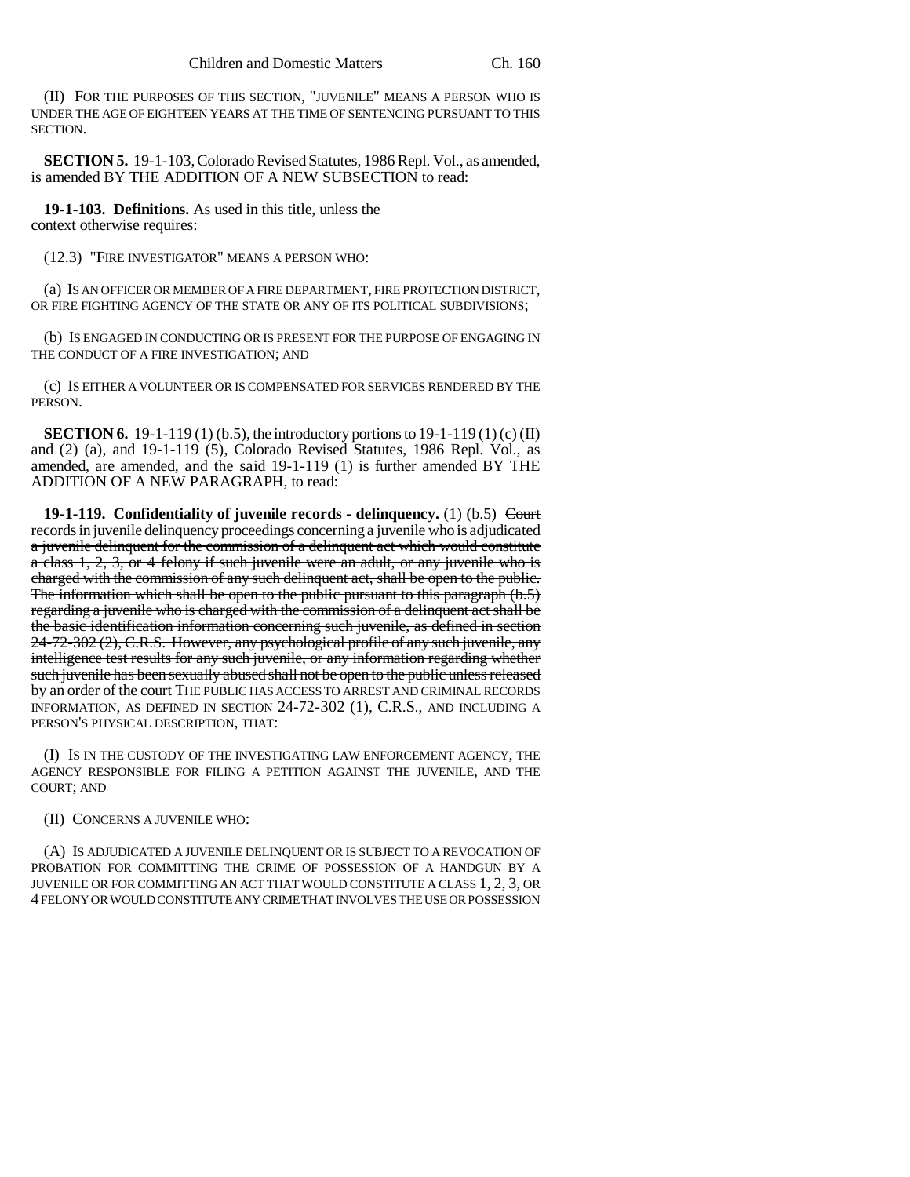(II) FOR THE PURPOSES OF THIS SECTION, "JUVENILE" MEANS A PERSON WHO IS UNDER THE AGE OF EIGHTEEN YEARS AT THE TIME OF SENTENCING PURSUANT TO THIS SECTION.

**SECTION 5.** 19-1-103, Colorado Revised Statutes, 1986 Repl. Vol., as amended, is amended BY THE ADDITION OF A NEW SUBSECTION to read:

**19-1-103. Definitions.** As used in this title, unless the context otherwise requires:

(12.3) "FIRE INVESTIGATOR" MEANS A PERSON WHO:

(a) IS AN OFFICER OR MEMBER OF A FIRE DEPARTMENT, FIRE PROTECTION DISTRICT, OR FIRE FIGHTING AGENCY OF THE STATE OR ANY OF ITS POLITICAL SUBDIVISIONS;

(b) IS ENGAGED IN CONDUCTING OR IS PRESENT FOR THE PURPOSE OF ENGAGING IN THE CONDUCT OF A FIRE INVESTIGATION; AND

(c) IS EITHER A VOLUNTEER OR IS COMPENSATED FOR SERVICES RENDERED BY THE PERSON.

**SECTION 6.** 19-1-119 (1) (b.5), the introductory portions to 19-1-119 (1) (c) (II) and (2) (a), and 19-1-119 (5), Colorado Revised Statutes, 1986 Repl. Vol., as amended, are amended, and the said 19-1-119 (1) is further amended BY THE ADDITION OF A NEW PARAGRAPH, to read:

**19-1-119. Confidentiality of juvenile records - delinquency.** (1) (b.5) ~~Court records in juvenile delinquency proceedings concerning a juvenile who is adjudicated a juvenile delinquent for the commission of a delinquent act which would constitute a class 1, 2, 3, or 4 felony if such juvenile were an adult, or any juvenile who is charged with the commission of any such delinquent act, shall be open to the public. The information which shall be open to the public pursuant to this paragraph (b.5) regarding a juvenile who is charged with the commission of a delinquent act shall be the basic identification information concerning such juvenile, as defined in section 24-72-302 (2), C.R.S. However, any psychological profile of any such juvenile, any intelligence test results for any such juvenile, or any information regarding whether such juvenile has been sexually abused shall not be open to the public unless released by an order of the court~~ THE PUBLIC HAS ACCESS TO ARREST AND CRIMINAL RECORDS INFORMATION, AS DEFINED IN SECTION 24-72-302 (1), C.R.S., AND INCLUDING A PERSON'S PHYSICAL DESCRIPTION, THAT:

(I) IS IN THE CUSTODY OF THE INVESTIGATING LAW ENFORCEMENT AGENCY, THE AGENCY RESPONSIBLE FOR FILING A PETITION AGAINST THE JUVENILE, AND THE COURT; AND

(II) CONCERNS A JUVENILE WHO:

(A) IS ADJUDICATED A JUVENILE DELINQUENT OR IS SUBJECT TO A REVOCATION OF PROBATION FOR COMMITTING THE CRIME OF POSSESSION OF A HANDGUN BY A JUVENILE OR FOR COMMITTING AN ACT THAT WOULD CONSTITUTE A CLASS 1, 2, 3, OR 4 FELONY OR WOULD CONSTITUTE ANY CRIME THAT INVOLVES THE USE OR POSSESSION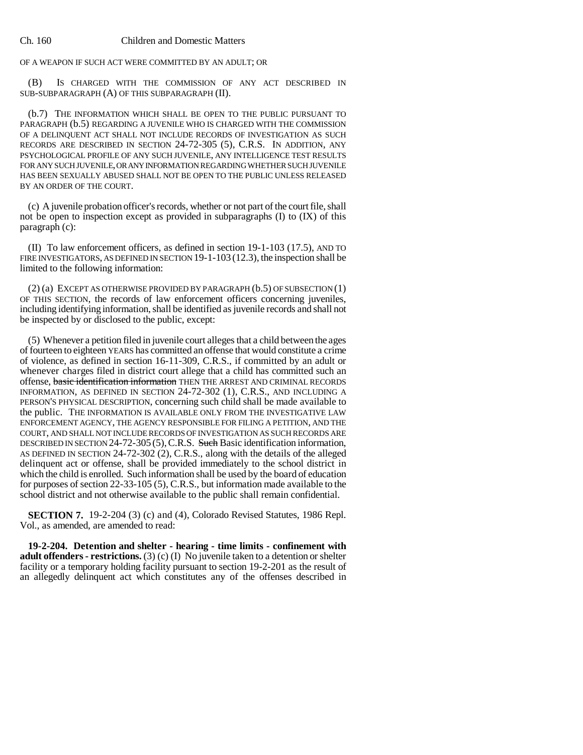OF A WEAPON IF SUCH ACT WERE COMMITTED BY AN ADULT; OR

(B) IS CHARGED WITH THE COMMISSION OF ANY ACT DESCRIBED IN SUB-SUBPARAGRAPH (A) OF THIS SUBPARAGRAPH (II).

(b.7) THE INFORMATION WHICH SHALL BE OPEN TO THE PUBLIC PURSUANT TO PARAGRAPH (b.5) REGARDING A JUVENILE WHO IS CHARGED WITH THE COMMISSION OF A DELINQUENT ACT SHALL NOT INCLUDE RECORDS OF INVESTIGATION AS SUCH RECORDS ARE DESCRIBED IN SECTION 24-72-305 (5), C.R.S. IN ADDITION, ANY PSYCHOLOGICAL PROFILE OF ANY SUCH JUVENILE, ANY INTELLIGENCE TEST RESULTS FOR ANY SUCH JUVENILE, OR ANY INFORMATION REGARDING WHETHER SUCH JUVENILE HAS BEEN SEXUALLY ABUSED SHALL NOT BE OPEN TO THE PUBLIC UNLESS RELEASED BY AN ORDER OF THE COURT.

(c) A juvenile probation officer's records, whether or not part of the court file, shall not be open to inspection except as provided in subparagraphs (I) to (IX) of this paragraph (c):

(II) To law enforcement officers, as defined in section 19-1-103 (17.5), AND TO FIRE INVESTIGATORS, AS DEFINED IN SECTION 19-1-103 (12.3), the inspection shall be limited to the following information:

(2) (a) EXCEPT AS OTHERWISE PROVIDED BY PARAGRAPH (b.5) OF SUBSECTION (1) OF THIS SECTION, the records of law enforcement officers concerning juveniles, including identifying information, shall be identified as juvenile records and shall not be inspected by or disclosed to the public, except:

(5) Whenever a petition filed in juvenile court alleges that a child between the ages of fourteen to eighteen YEARS has committed an offense that would constitute a crime of violence, as defined in section 16-11-309, C.R.S., if committed by an adult or whenever charges filed in district court allege that a child has committed such an offense, ~~basic identification information~~ THEN THE ARREST AND CRIMINAL RECORDS INFORMATION, AS DEFINED IN SECTION 24-72-302 (1), C.R.S., AND INCLUDING A PERSON'S PHYSICAL DESCRIPTION, concerning such child shall be made available to the public. THE INFORMATION IS AVAILABLE ONLY FROM THE INVESTIGATIVE LAW ENFORCEMENT AGENCY, THE AGENCY RESPONSIBLE FOR FILING A PETITION, AND THE COURT, AND SHALL NOT INCLUDE RECORDS OF INVESTIGATION AS SUCH RECORDS ARE DESCRIBED IN SECTION 24-72-305 (5), C.R.S. ~~Such~~ Basic identification information, AS DEFINED IN SECTION 24-72-302 (2), C.R.S., along with the details of the alleged delinquent act or offense, shall be provided immediately to the school district in which the child is enrolled. Such information shall be used by the board of education for purposes of section 22-33-105 (5), C.R.S., but information made available to the school district and not otherwise available to the public shall remain confidential.

**SECTION 7.** 19-2-204 (3) (c) and (4), Colorado Revised Statutes, 1986 Repl. Vol., as amended, are amended to read:

**19-2-204. Detention and shelter - hearing - time limits - confinement with adult offenders - restrictions.** (3) (c) (I) No juvenile taken to a detention or shelter facility or a temporary holding facility pursuant to section 19-2-201 as the result of an allegedly delinquent act which constitutes any of the offenses described in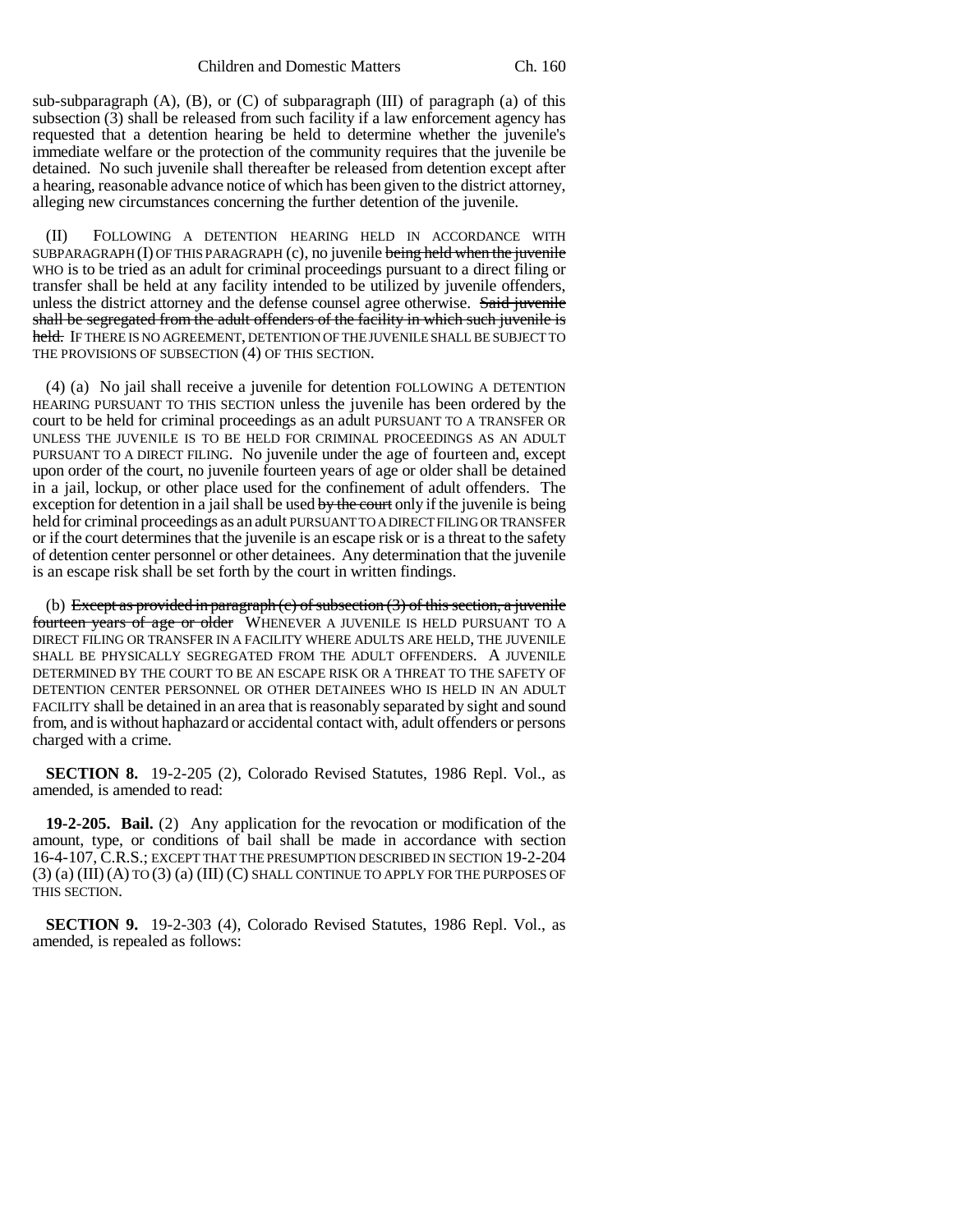sub-subparagraph (A), (B), or (C) of subparagraph (III) of paragraph (a) of this subsection (3) shall be released from such facility if a law enforcement agency has requested that a detention hearing be held to determine whether the juvenile's immediate welfare or the protection of the community requires that the juvenile be detained. No such juvenile shall thereafter be released from detention except after a hearing, reasonable advance notice of which has been given to the district attorney, alleging new circumstances concerning the further detention of the juvenile.

(II) FOLLOWING A DETENTION HEARING HELD IN ACCORDANCE WITH SUBPARAGRAPH (I) OF THIS PARAGRAPH (c), no juvenile ~~being held when the juvenile~~ WHO is to be tried as an adult for criminal proceedings pursuant to a direct filing or transfer shall be held at any facility intended to be utilized by juvenile offenders, unless the district attorney and the defense counsel agree otherwise. ~~Said juvenile shall be segregated from the adult offenders of the facility in which such juvenile is held.~~ IF THERE IS NO AGREEMENT, DETENTION OF THE JUVENILE SHALL BE SUBJECT TO THE PROVISIONS OF SUBSECTION (4) OF THIS SECTION.

(4) (a) No jail shall receive a juvenile for detention FOLLOWING A DETENTION HEARING PURSUANT TO THIS SECTION unless the juvenile has been ordered by the court to be held for criminal proceedings as an adult PURSUANT TO A TRANSFER OR UNLESS THE JUVENILE IS TO BE HELD FOR CRIMINAL PROCEEDINGS AS AN ADULT PURSUANT TO A DIRECT FILING. No juvenile under the age of fourteen and, except upon order of the court, no juvenile fourteen years of age or older shall be detained in a jail, lockup, or other place used for the confinement of adult offenders. The exception for detention in a jail shall be used ~~by the court~~ only if the juvenile is being held for criminal proceedings as an adult PURSUANT TO A DIRECT FILING OR TRANSFER or if the court determines that the juvenile is an escape risk or is a threat to the safety of detention center personnel or other detainees. Any determination that the juvenile is an escape risk shall be set forth by the court in written findings.

(b) ~~Except as provided in paragraph (c) of subsection (3) of this section, a juvenile fourteen years of age or older~~ WHENEVER A JUVENILE IS HELD PURSUANT TO A DIRECT FILING OR TRANSFER IN A FACILITY WHERE ADULTS ARE HELD, THE JUVENILE SHALL BE PHYSICALLY SEGREGATED FROM THE ADULT OFFENDERS. A JUVENILE DETERMINED BY THE COURT TO BE AN ESCAPE RISK OR A THREAT TO THE SAFETY OF DETENTION CENTER PERSONNEL OR OTHER DETAINEES WHO IS HELD IN AN ADULT FACILITY shall be detained in an area that is reasonably separated by sight and sound from, and is without haphazard or accidental contact with, adult offenders or persons charged with a crime.

**SECTION 8.** 19-2-205 (2), Colorado Revised Statutes, 1986 Repl. Vol., as amended, is amended to read:

**19-2-205. Bail.** (2) Any application for the revocation or modification of the amount, type, or conditions of bail shall be made in accordance with section 16-4-107, C.R.S.; EXCEPT THAT THE PRESUMPTION DESCRIBED IN SECTION 19-2-204 (3) (a) (III) (A) TO (3) (a) (III) (C) SHALL CONTINUE TO APPLY FOR THE PURPOSES OF THIS SECTION.

**SECTION 9.** 19-2-303 (4), Colorado Revised Statutes, 1986 Repl. Vol., as amended, is repealed as follows: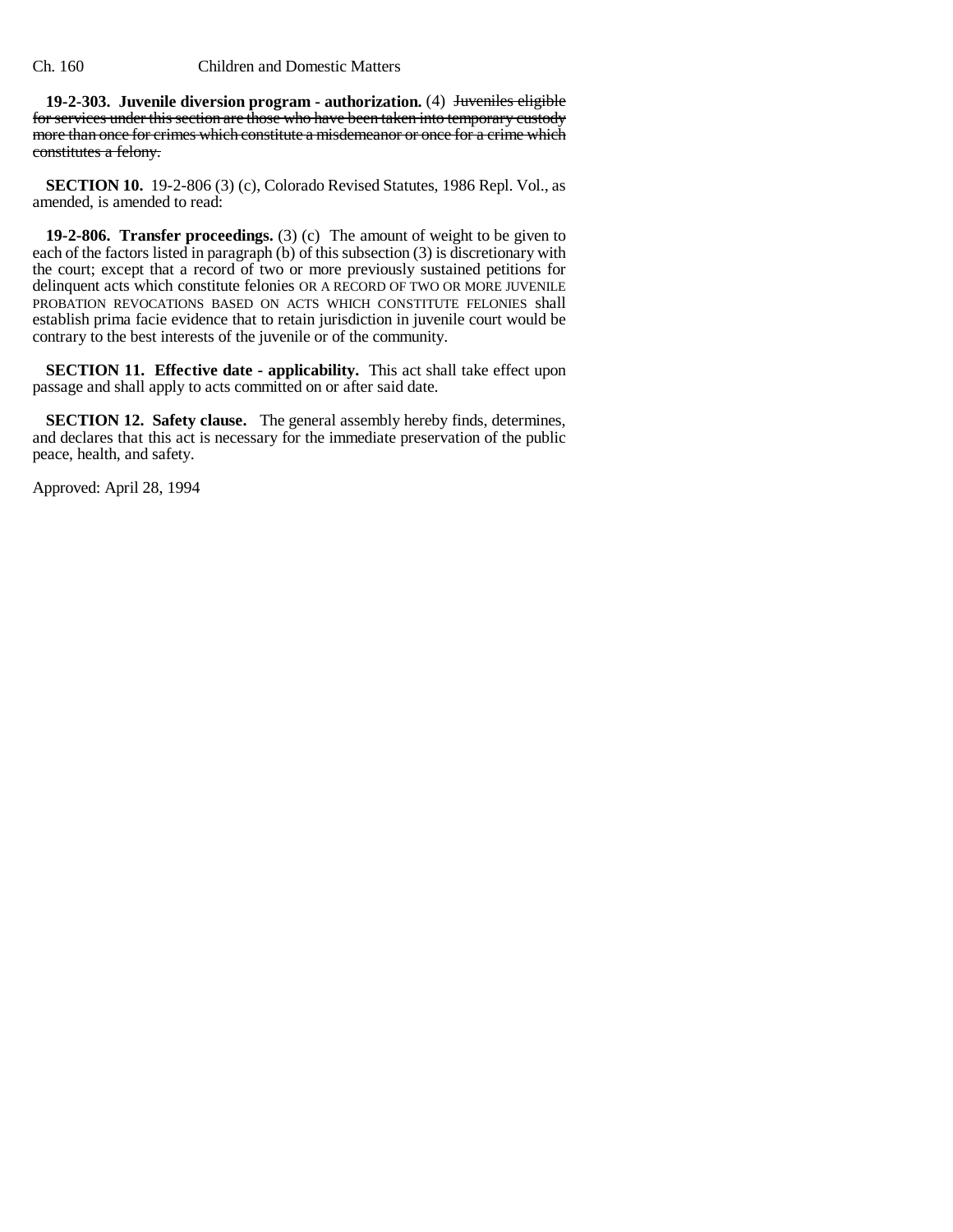**19-2-303. Juvenile diversion program - authorization.** (4) ~~Juveniles eligible for services under this section are those who have been taken into temporary custody more than once for crimes which constitute a misdemeanor or once for a crime which constitutes a felony.~~

**SECTION 10.** 19-2-806 (3) (c), Colorado Revised Statutes, 1986 Repl. Vol., as amended, is amended to read:

**19-2-806. Transfer proceedings.** (3) (c) The amount of weight to be given to each of the factors listed in paragraph (b) of this subsection (3) is discretionary with the court; except that a record of two or more previously sustained petitions for delinquent acts which constitute felonies OR A RECORD OF TWO OR MORE JUVENILE PROBATION REVOCATIONS BASED ON ACTS WHICH CONSTITUTE FELONIES shall establish prima facie evidence that to retain jurisdiction in juvenile court would be contrary to the best interests of the juvenile or of the community.

**SECTION 11. Effective date - applicability.** This act shall take effect upon passage and shall apply to acts committed on or after said date.

**SECTION 12. Safety clause.** The general assembly hereby finds, determines, and declares that this act is necessary for the immediate preservation of the public peace, health, and safety.

Approved: April 28, 1994